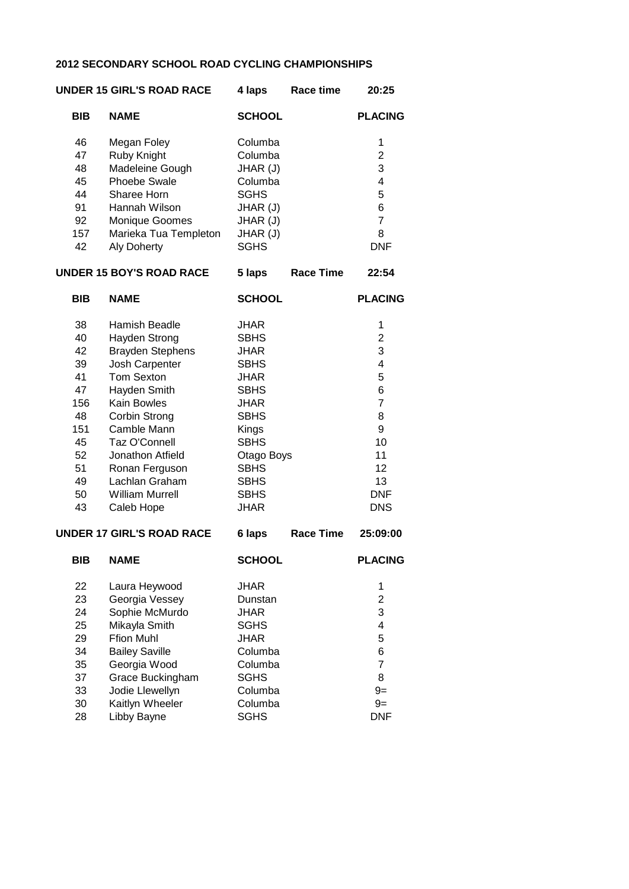# 2012 SECONDARY SCHOOL ROAD CYCLING CHAMPIONSHIPS

## UNDER 15 GIRL'S ROAD RACE — 4 laps — Race time 20:25

| BIB | NAME | SCHOOL | PLACING |
|---|---|---|---|
| 46 | Megan Foley | Columba | 1 |
| 47 | Ruby Knight | Columba | 2 |
| 48 | Madeleine Gough | JHAR (J) | 3 |
| 45 | Phoebe Swale | Columba | 4 |
| 44 | Sharee Horn | SGHS | 5 |
| 91 | Hannah Wilson | JHAR (J) | 6 |
| 92 | Monique Goomes | JHAR (J) | 7 |
| 157 | Marieka Tua Templeton | JHAR (J) | 8 |
| 42 | Aly Doherty | SGHS | DNF |

## UNDER 15 BOY'S ROAD RACE — 5 laps — Race Time 22:54

| BIB | NAME | SCHOOL | PLACING |
|---|---|---|---|
| 38 | Hamish Beadle | JHAR | 1 |
| 40 | Hayden Strong | SBHS | 2 |
| 42 | Brayden Stephens | JHAR | 3 |
| 39 | Josh Carpenter | SBHS | 4 |
| 41 | Tom Sexton | JHAR | 5 |
| 47 | Hayden Smith | SBHS | 6 |
| 156 | Kain Bowles | JHAR | 7 |
| 48 | Corbin Strong | SBHS | 8 |
| 151 | Camble Mann | Kings | 9 |
| 45 | Taz O'Connell | SBHS | 10 |
| 52 | Jonathon Atfield | Otago Boys | 11 |
| 51 | Ronan Ferguson | SBHS | 12 |
| 49 | Lachlan Graham | SBHS | 13 |
| 50 | William Murrell | SBHS | DNF |
| 43 | Caleb Hope | JHAR | DNS |

## UNDER 17 GIRL'S ROAD RACE — 6 laps — Race Time 25:09:00

| BIB | NAME | SCHOOL | PLACING |
|---|---|---|---|
| 22 | Laura Heywood | JHAR | 1 |
| 23 | Georgia Vessey | Dunstan | 2 |
| 24 | Sophie McMurdo | JHAR | 3 |
| 25 | Mikayla Smith | SGHS | 4 |
| 29 | Ffion Muhl | JHAR | 5 |
| 34 | Bailey Saville | Columba | 6 |
| 35 | Georgia Wood | Columba | 7 |
| 37 | Grace Buckingham | SGHS | 8 |
| 33 | Jodie Llewellyn | Columba | 9= |
| 30 | Kaitlyn Wheeler | Columba | 9= |
| 28 | Libby Bayne | SGHS | DNF |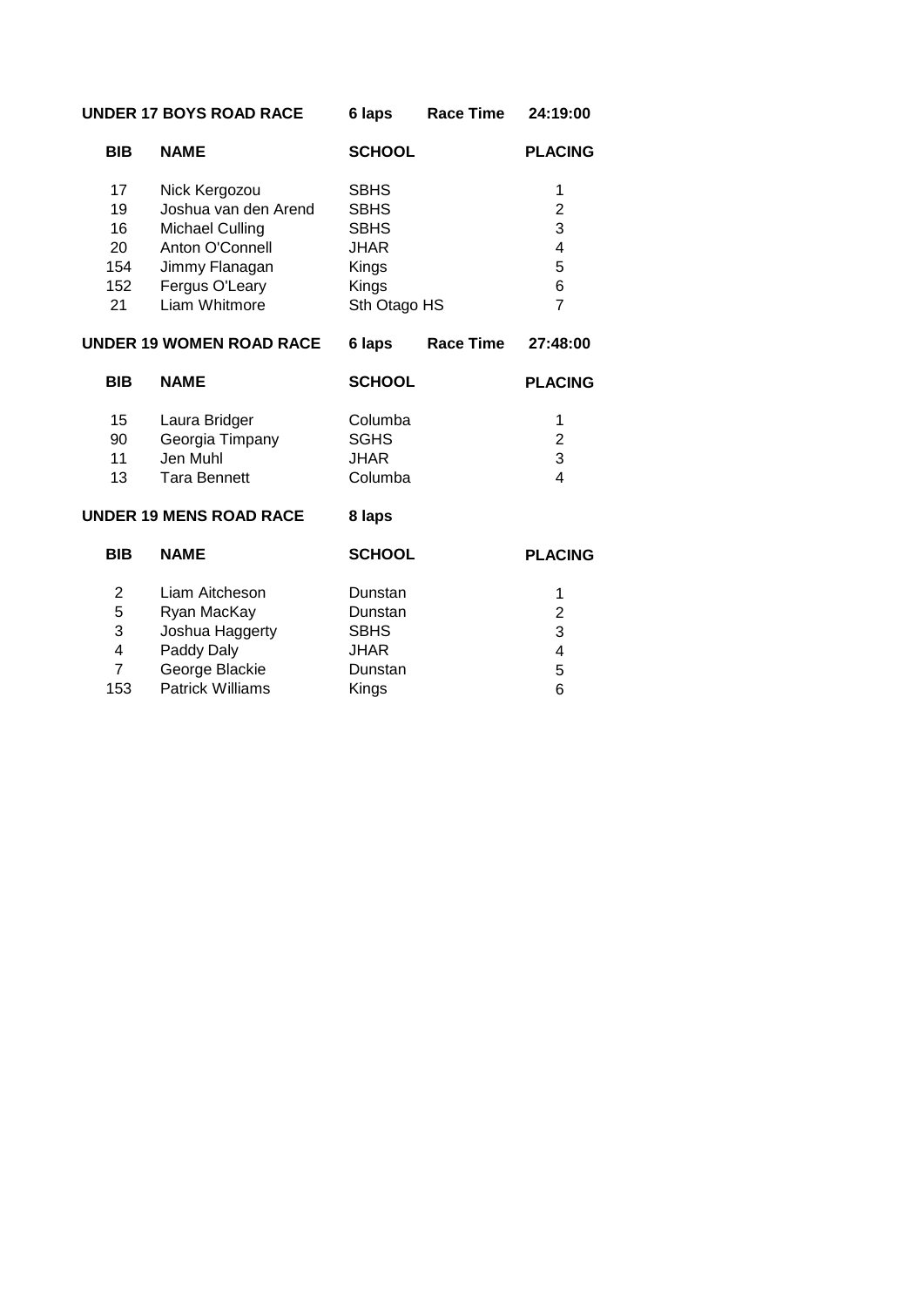**UNDER 17 BOYS ROAD RACE** **6 laps** **Race Time** **24:19:00**

| BIB | NAME | SCHOOL | PLACING |
|---|---|---|---|
| 17 | Nick Kergozou | SBHS | 1 |
| 19 | Joshua van den Arend | SBHS | 2 |
| 16 | Michael Culling | SBHS | 3 |
| 20 | Anton O'Connell | JHAR | 4 |
| 154 | Jimmy Flanagan | Kings | 5 |
| 152 | Fergus O'Leary | Kings | 6 |
| 21 | Liam Whitmore | Sth Otago HS | 7 |

**UNDER 19 WOMEN ROAD RACE** **6 laps** **Race Time** **27:48:00**

| BIB | NAME | SCHOOL | PLACING |
|---|---|---|---|
| 15 | Laura Bridger | Columba | 1 |
| 90 | Georgia Timpany | SGHS | 2 |
| 11 | Jen Muhl | JHAR | 3 |
| 13 | Tara Bennett | Columba | 4 |

**UNDER 19 MENS ROAD RACE** **8 laps**

| BIB | NAME | SCHOOL | PLACING |
|---|---|---|---|
| 2 | Liam Aitcheson | Dunstan | 1 |
| 5 | Ryan MacKay | Dunstan | 2 |
| 3 | Joshua Haggerty | SBHS | 3 |
| 4 | Paddy Daly | JHAR | 4 |
| 7 | George Blackie | Dunstan | 5 |
| 153 | Patrick Williams | Kings | 6 |